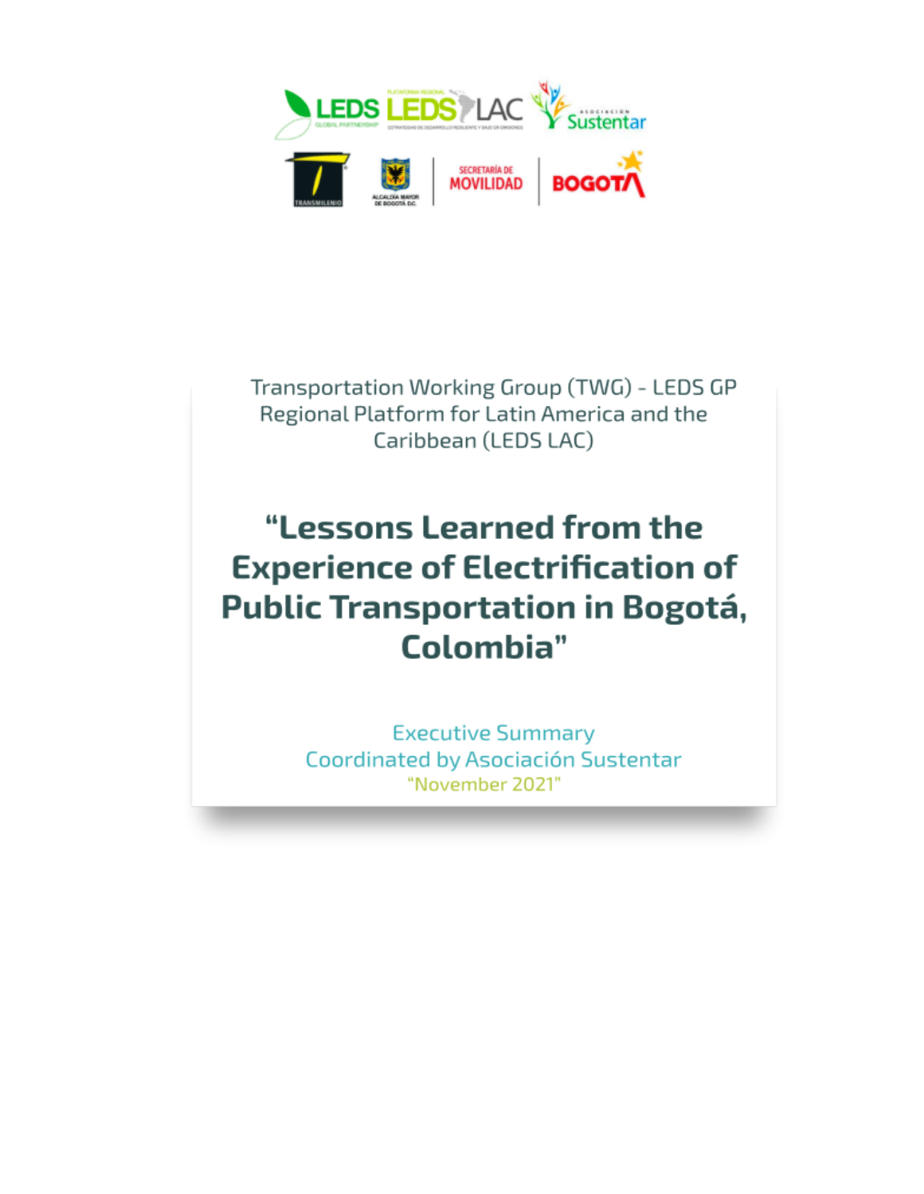Transportation Working Group (TWG) - LEDS GP Regional Platform for Latin America and the Caribbean (LEDS LAC)

# "Lessons Learned from the Experience of Electrification of Public Transportation in Bogotá, Colombia"

Executive Summary

Coordinated by Asociación Sustentar

"November 2021"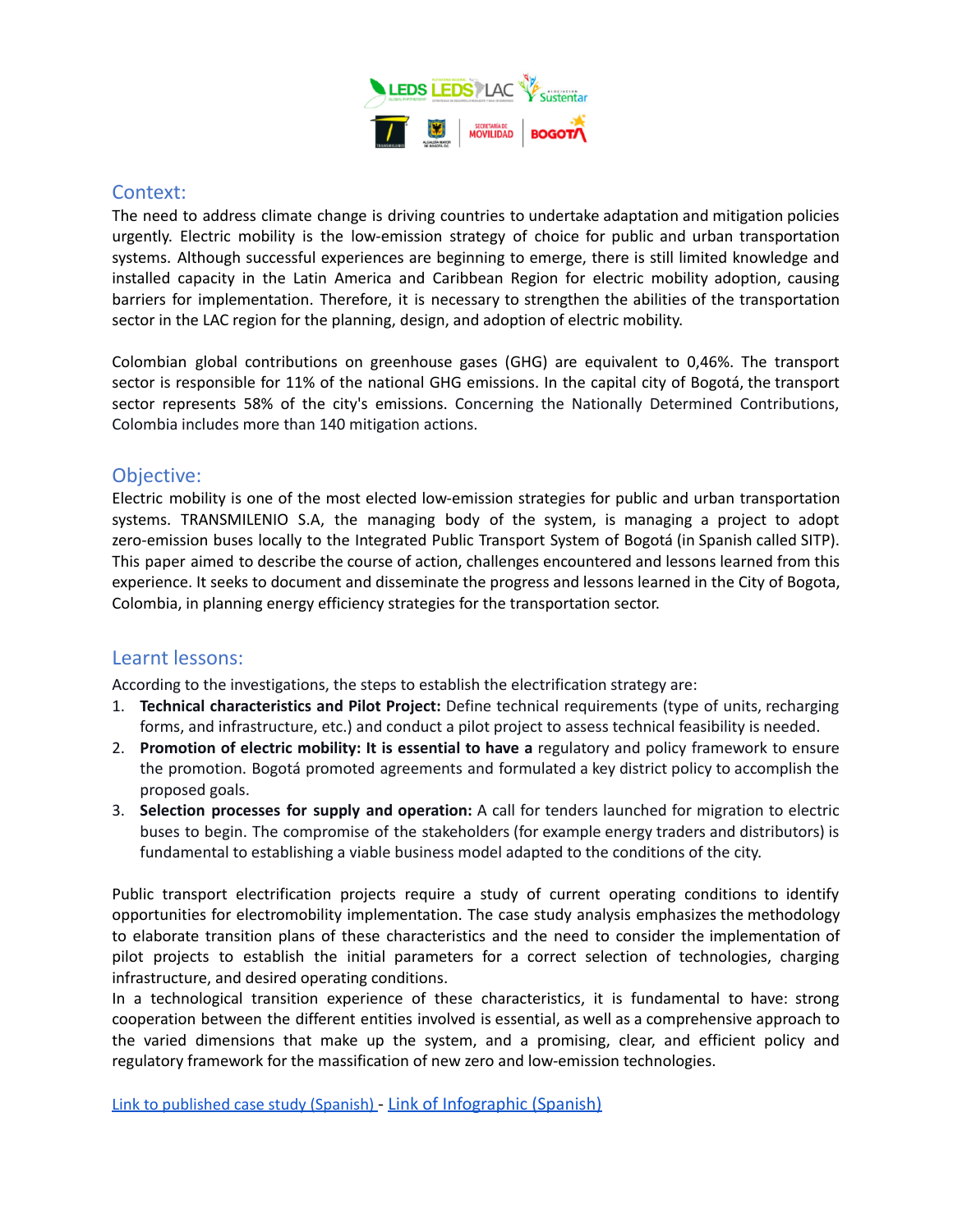## Context:

The need to address climate change is driving countries to undertake adaptation and mitigation policies urgently. Electric mobility is the low-emission strategy of choice for public and urban transportation systems. Although successful experiences are beginning to emerge, there is still limited knowledge and installed capacity in the Latin America and Caribbean Region for electric mobility adoption, causing barriers for implementation. Therefore, it is necessary to strengthen the abilities of the transportation sector in the LAC region for the planning, design, and adoption of electric mobility.

Colombian global contributions on greenhouse gases (GHG) are equivalent to 0,46%. The transport sector is responsible for 11% of the national GHG emissions. In the capital city of Bogotá, the transport sector represents 58% of the city's emissions. Concerning the Nationally Determined Contributions, Colombia includes more than 140 mitigation actions.

## Objective:

Electric mobility is one of the most elected low-emission strategies for public and urban transportation systems. TRANSMILENIO S.A, the managing body of the system, is managing a project to adopt zero-emission buses locally to the Integrated Public Transport System of Bogotá (in Spanish called SITP). This paper aimed to describe the course of action, challenges encountered and lessons learned from this experience. It seeks to document and disseminate the progress and lessons learned in the City of Bogota, Colombia, in planning energy efficiency strategies for the transportation sector.

## Learnt lessons:

According to the investigations, the steps to establish the electrification strategy are:

1. **Technical characteristics and Pilot Project:** Define technical requirements (type of units, recharging forms, and infrastructure, etc.) and conduct a pilot project to assess technical feasibility is needed.
2. **Promotion of electric mobility: It is essential to have a** regulatory and policy framework to ensure the promotion. Bogotá promoted agreements and formulated a key district policy to accomplish the proposed goals.
3. **Selection processes for supply and operation:** A call for tenders launched for migration to electric buses to begin. The compromise of the stakeholders (for example energy traders and distributors) is fundamental to establishing a viable business model adapted to the conditions of the city.

Public transport electrification projects require a study of current operating conditions to identify opportunities for electromobility implementation. The case study analysis emphasizes the methodology to elaborate transition plans of these characteristics and the need to consider the implementation of pilot projects to establish the initial parameters for a correct selection of technologies, charging infrastructure, and desired operating conditions.

In a technological transition experience of these characteristics, it is fundamental to have: strong cooperation between the different entities involved is essential, as well as a comprehensive approach to the varied dimensions that make up the system, and a promising, clear, and efficient policy and regulatory framework for the massification of new zero and low-emission technologies.

Link to published case study (Spanish) - Link of Infographic (Spanish)